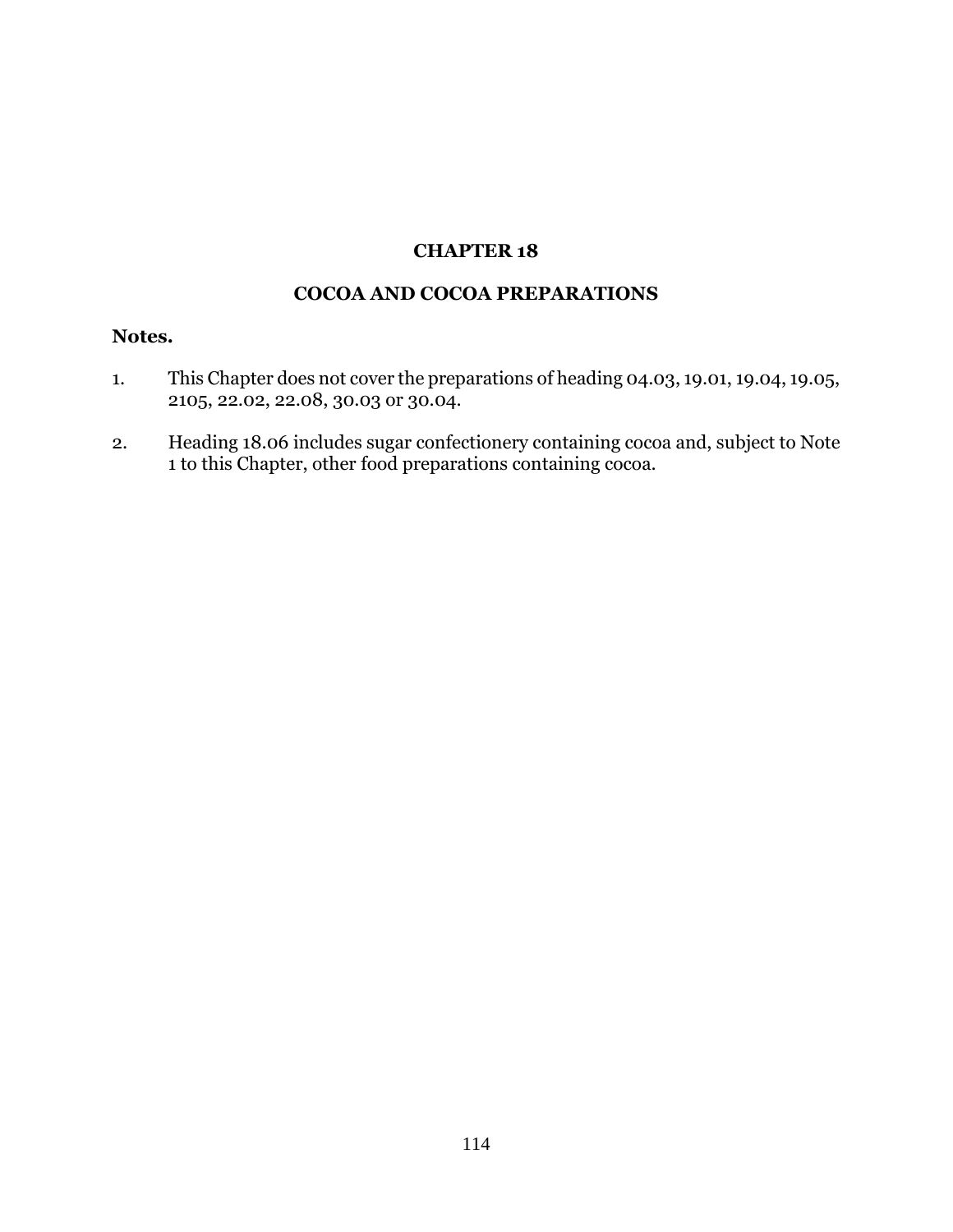# CHAPTER 18

## COCOA AND COCOA PREPARATIONS

**Notes.**

1. This Chapter does not cover the preparations of heading 04.03, 19.01, 19.04, 19.05, 2105, 22.02, 22.08, 30.03 or 30.04.

2. Heading 18.06 includes sugar confectionery containing cocoa and, subject to Note 1 to this Chapter, other food preparations containing cocoa.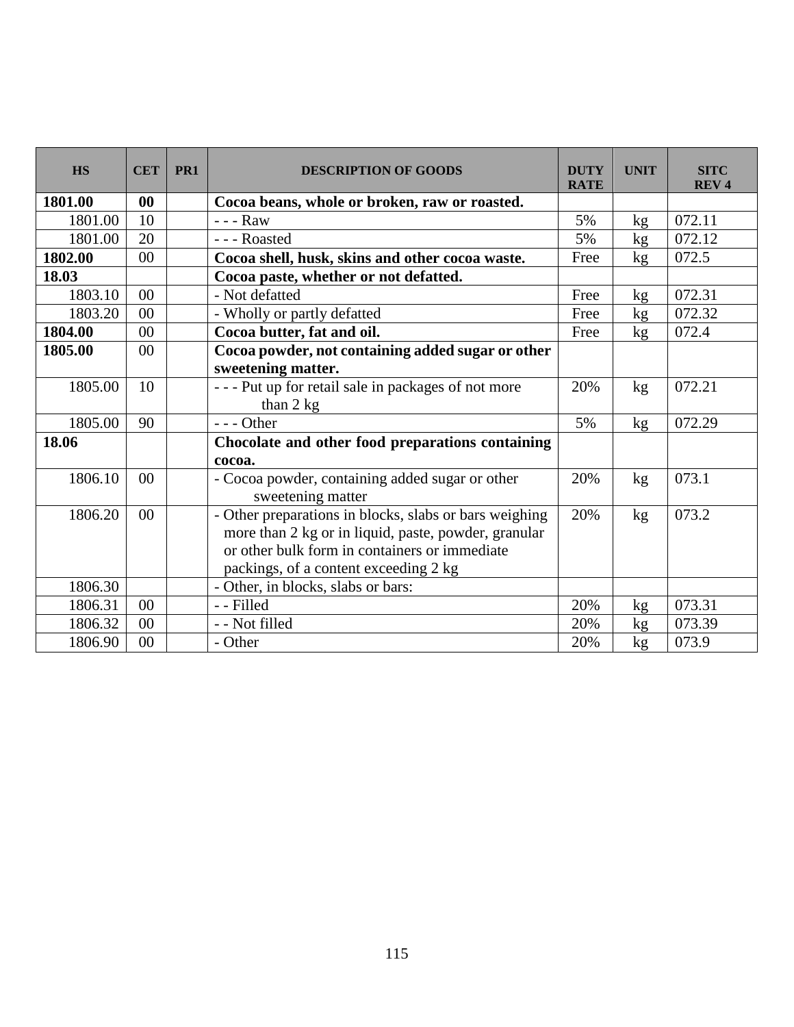| HS | CET | PR1 | DESCRIPTION OF GOODS | DUTY RATE | UNIT | SITC REV 4 |
|---|---|---|---|---|---|---|
| **1801.00** | **00** | | **Cocoa beans, whole or broken, raw or roasted.** | | | |
| 1801.00 | 10 | | - - - Raw | 5% | kg | 072.11 |
| 1801.00 | 20 | | - - - Roasted | 5% | kg | 072.12 |
| **1802.00** | 00 | | **Cocoa shell, husk, skins and other cocoa waste.** | Free | kg | 072.5 |
| **18.03** | | | **Cocoa paste, whether or not defatted.** | | | |
| 1803.10 | 00 | | - Not defatted | Free | kg | 072.31 |
| 1803.20 | 00 | | - Wholly or partly defatted | Free | kg | 072.32 |
| **1804.00** | 00 | | **Cocoa butter, fat and oil.** | Free | kg | 072.4 |
| **1805.00** | 00 | | **Cocoa powder, not containing added sugar or other sweetening matter.** | | | |
| 1805.00 | 10 | | - - - Put up for retail sale in packages of not more than 2 kg | 20% | kg | 072.21 |
| 1805.00 | 90 | | - - - Other | 5% | kg | 072.29 |
| **18.06** | | | **Chocolate and other food preparations containing cocoa.** | | | |
| 1806.10 | 00 | | - Cocoa powder, containing added sugar or other sweetening matter | 20% | kg | 073.1 |
| 1806.20 | 00 | | - Other preparations in blocks, slabs or bars weighing more than 2 kg or in liquid, paste, powder, granular or other bulk form in containers or immediate packings, of a content exceeding 2 kg | 20% | kg | 073.2 |
| 1806.30 | | | - Other, in blocks, slabs or bars: | | | |
| 1806.31 | 00 | | - - Filled | 20% | kg | 073.31 |
| 1806.32 | 00 | | - - Not filled | 20% | kg | 073.39 |
| 1806.90 | 00 | | - Other | 20% | kg | 073.9 |